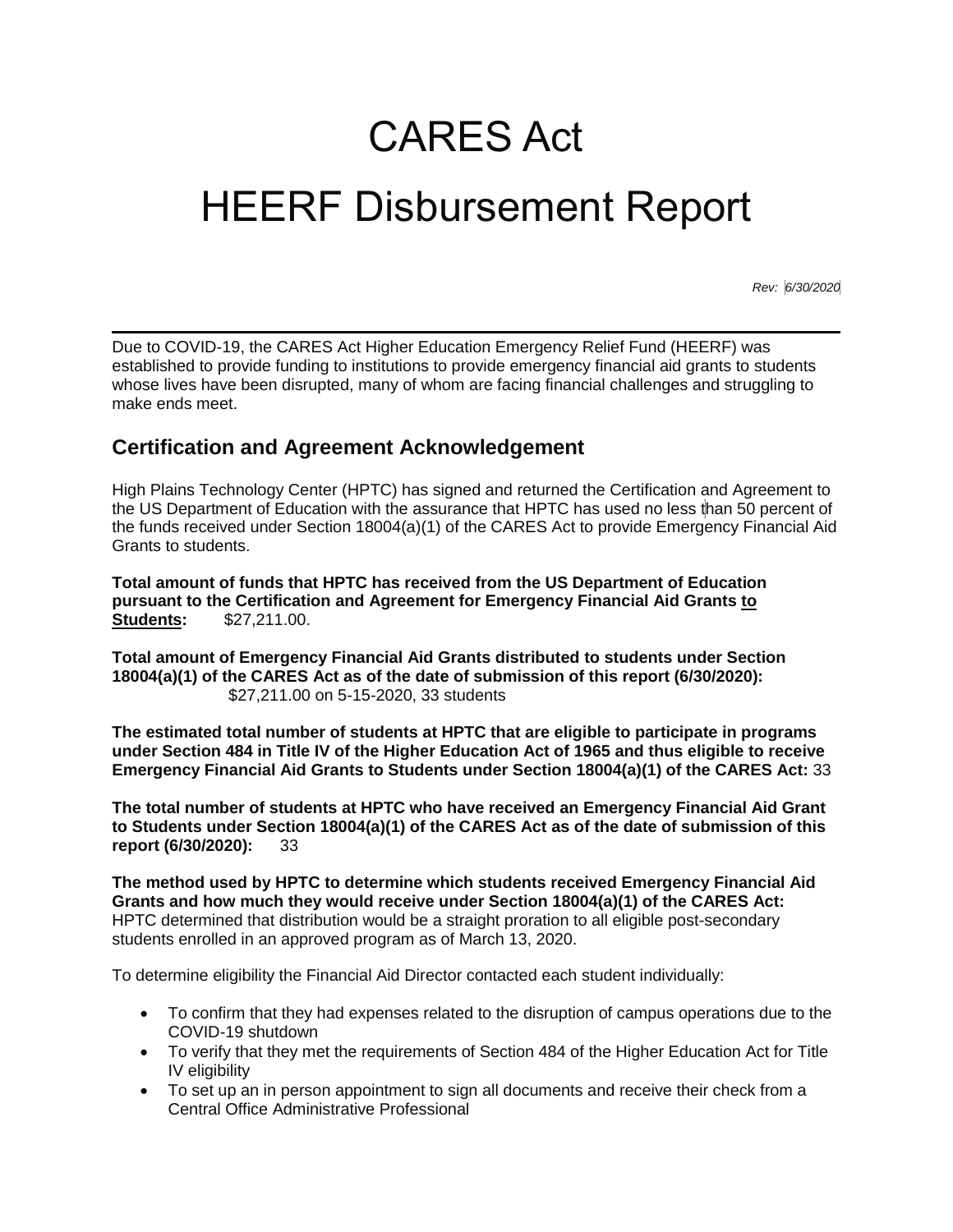# CARES Act

# HEERF Disbursement Report

*Rev: 6/30/2020*

---

Due to COVID-19, the CARES Act Higher Education Emergency Relief Fund (HEERF) was established to provide funding to institutions to provide emergency financial aid grants to students whose lives have been disrupted, many of whom are facing financial challenges and struggling to make ends meet.

## Certification and Agreement Acknowledgement

High Plains Technology Center (HPTC) has signed and returned the Certification and Agreement to the US Department of Education with the assurance that HPTC has used no less than 50 percent of the funds received under Section 18004(a)(1) of the CARES Act to provide Emergency Financial Aid Grants to students.

**Total amount of funds that HPTC has received from the US Department of Education pursuant to the Certification and Agreement for Emergency Financial Aid Grants <u>to Students</u>:** $27,211.00.

**Total amount of Emergency Financial Aid Grants distributed to students under Section 18004(a)(1) of the CARES Act as of the date of submission of this report (6/30/2020):** $27,211.00 on 5-15-2020, 33 students

**The estimated total number of students at HPTC that are eligible to participate in programs under Section 484 in Title IV of the Higher Education Act of 1965 and thus eligible to receive Emergency Financial Aid Grants to Students under Section 18004(a)(1) of the CARES Act:** 33

**The total number of students at HPTC who have received an Emergency Financial Aid Grant to Students under Section 18004(a)(1) of the CARES Act as of the date of submission of this report (6/30/2020):** 33

**The method used by HPTC to determine which students received Emergency Financial Aid Grants and how much they would receive under Section 18004(a)(1) of the CARES Act:** HPTC determined that distribution would be a straight proration to all eligible post-secondary students enrolled in an approved program as of March 13, 2020.

To determine eligibility the Financial Aid Director contacted each student individually:

- To confirm that they had expenses related to the disruption of campus operations due to the COVID-19 shutdown
- To verify that they met the requirements of Section 484 of the Higher Education Act for Title IV eligibility
- To set up an in person appointment to sign all documents and receive their check from a Central Office Administrative Professional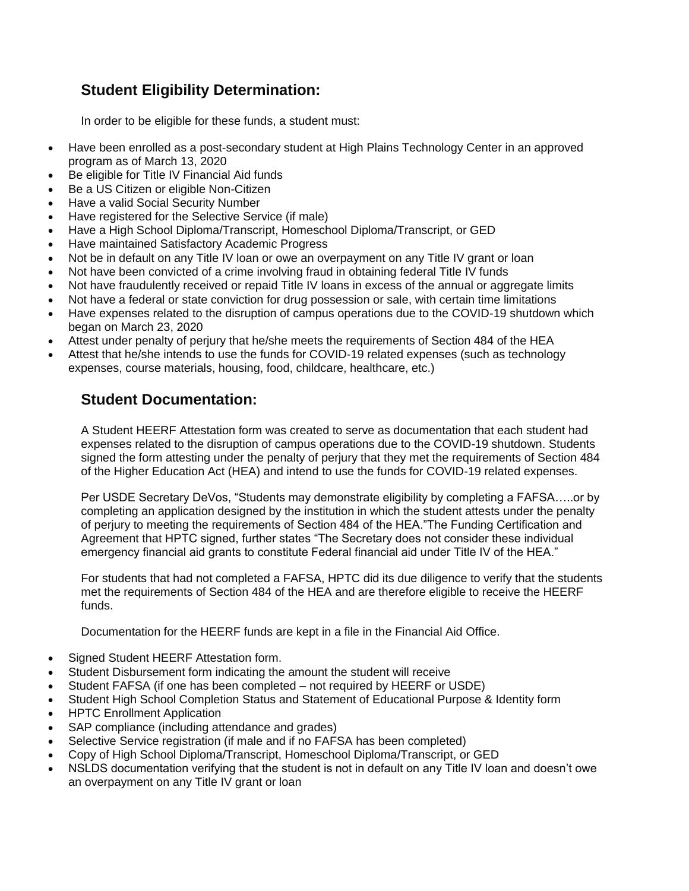## Student Eligibility Determination:

In order to be eligible for these funds, a student must:

- Have been enrolled as a post-secondary student at High Plains Technology Center in an approved program as of March 13, 2020
- Be eligible for Title IV Financial Aid funds
- Be a US Citizen or eligible Non-Citizen
- Have a valid Social Security Number
- Have registered for the Selective Service (if male)
- Have a High School Diploma/Transcript, Homeschool Diploma/Transcript, or GED
- Have maintained Satisfactory Academic Progress
- Not be in default on any Title IV loan or owe an overpayment on any Title IV grant or loan
- Not have been convicted of a crime involving fraud in obtaining federal Title IV funds
- Not have fraudulently received or repaid Title IV loans in excess of the annual or aggregate limits
- Not have a federal or state conviction for drug possession or sale, with certain time limitations
- Have expenses related to the disruption of campus operations due to the COVID-19 shutdown which began on March 23, 2020
- Attest under penalty of perjury that he/she meets the requirements of Section 484 of the HEA
- Attest that he/she intends to use the funds for COVID-19 related expenses (such as technology expenses, course materials, housing, food, childcare, healthcare, etc.)

## Student Documentation:

A Student HEERF Attestation form was created to serve as documentation that each student had expenses related to the disruption of campus operations due to the COVID-19 shutdown. Students signed the form attesting under the penalty of perjury that they met the requirements of Section 484 of the Higher Education Act (HEA) and intend to use the funds for COVID-19 related expenses.

Per USDE Secretary DeVos, "Students may demonstrate eligibility by completing a FAFSA…..or by completing an application designed by the institution in which the student attests under the penalty of perjury to meeting the requirements of Section 484 of the HEA."The Funding Certification and Agreement that HPTC signed, further states "The Secretary does not consider these individual emergency financial aid grants to constitute Federal financial aid under Title IV of the HEA."

For students that had not completed a FAFSA, HPTC did its due diligence to verify that the students met the requirements of Section 484 of the HEA and are therefore eligible to receive the HEERF funds.

Documentation for the HEERF funds are kept in a file in the Financial Aid Office.

- Signed Student HEERF Attestation form.
- Student Disbursement form indicating the amount the student will receive
- Student FAFSA (if one has been completed – not required by HEERF or USDE)
- Student High School Completion Status and Statement of Educational Purpose & Identity form
- HPTC Enrollment Application
- SAP compliance (including attendance and grades)
- Selective Service registration (if male and if no FAFSA has been completed)
- Copy of High School Diploma/Transcript, Homeschool Diploma/Transcript, or GED
- NSLDS documentation verifying that the student is not in default on any Title IV loan and doesn't owe an overpayment on any Title IV grant or loan